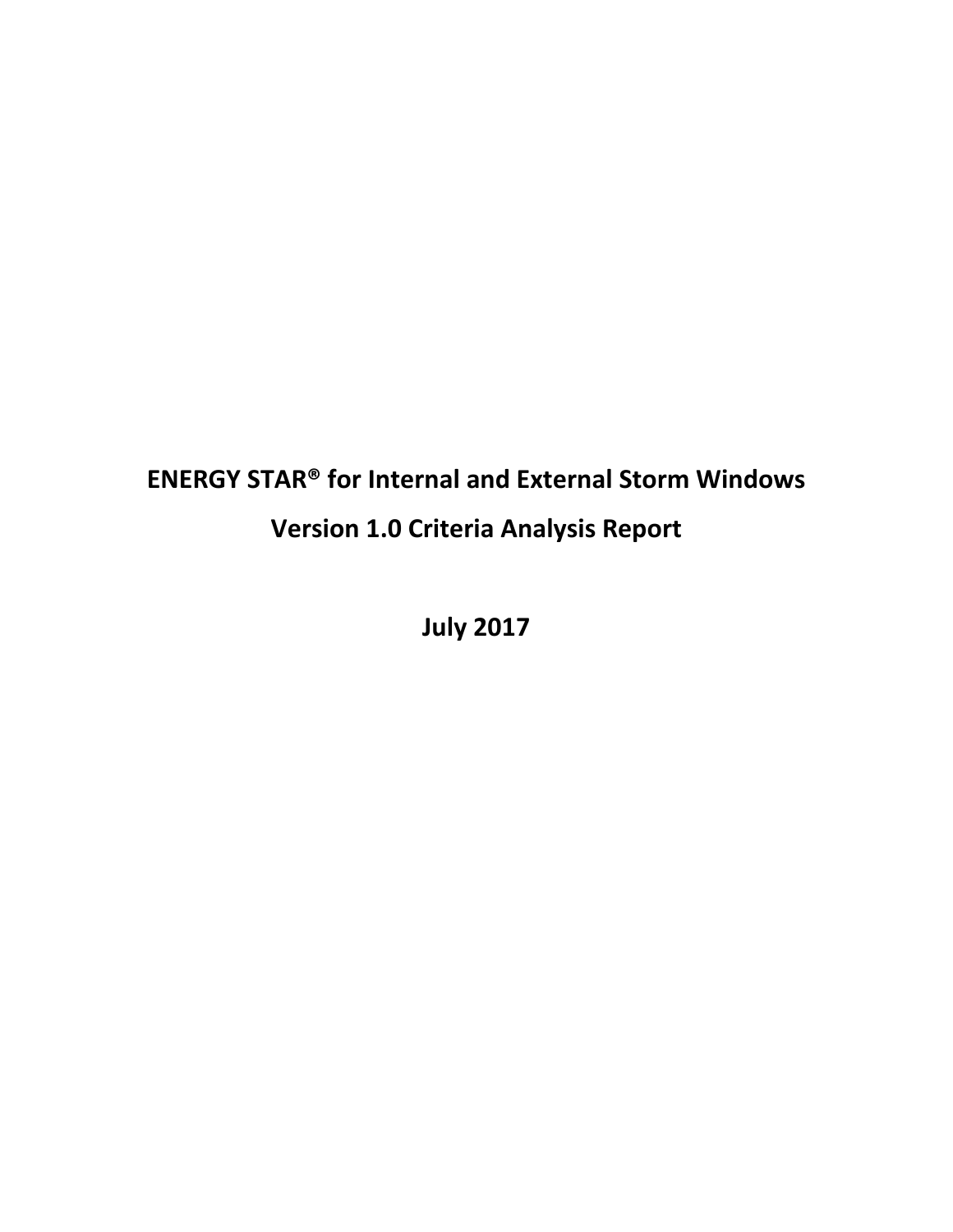# ENERGY STAR® for Internal and External Storm Windows

# Version 1.0 Criteria Analysis Report

**July 2017**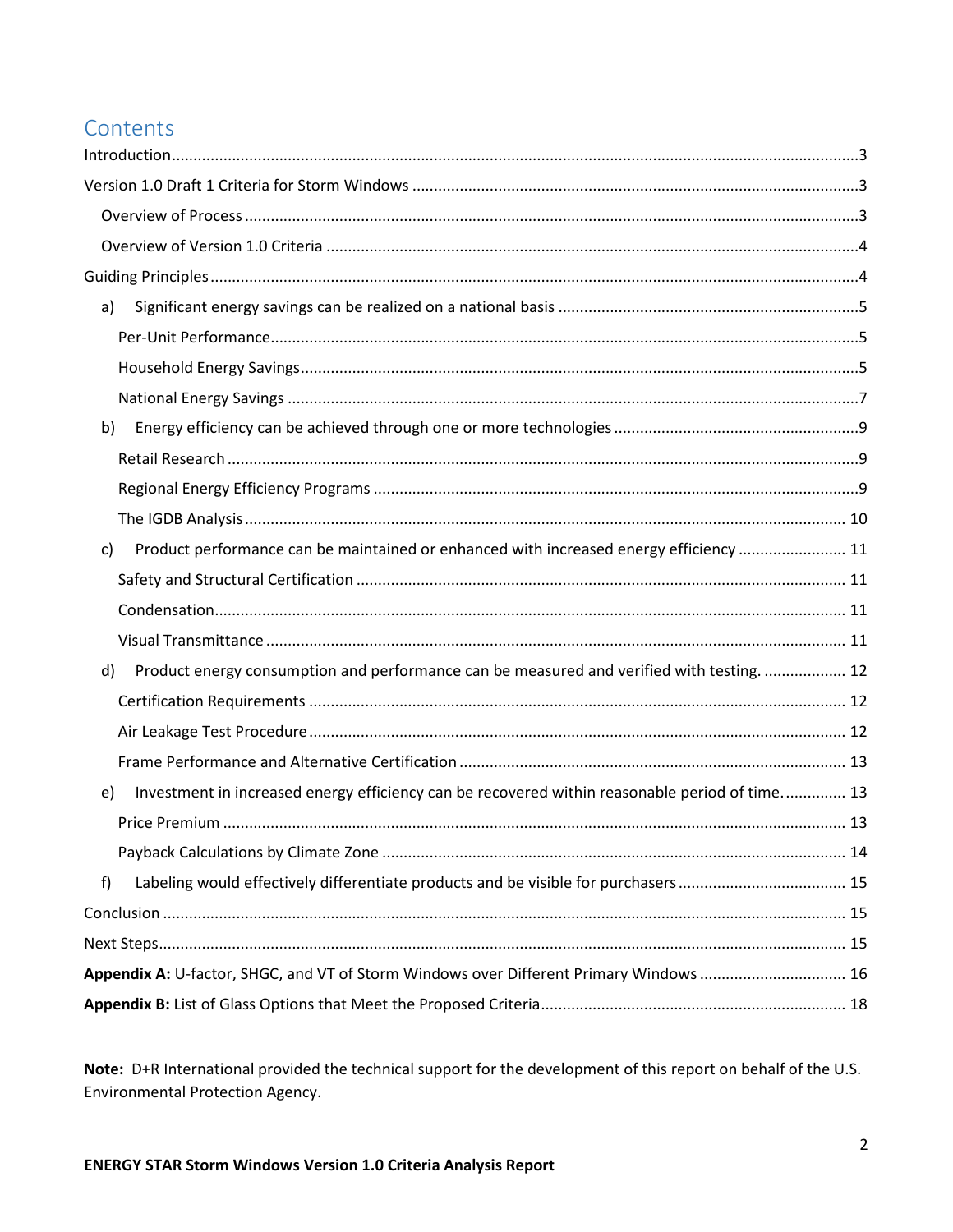# Contents

Introduction ........ 3

Version 1.0 Draft 1 Criteria for Storm Windows ........ 3

- Overview of Process ........ 3
- Overview of Version 1.0 Criteria ........ 4

Guiding Principles ........ 4

- a) Significant energy savings can be realized on a national basis ........ 5
  - Per-Unit Performance ........ 5
  - Household Energy Savings ........ 5
  - National Energy Savings ........ 7
- b) Energy efficiency can be achieved through one or more technologies ........ 9
  - Retail Research ........ 9
  - Regional Energy Efficiency Programs ........ 9
  - The IGDB Analysis ........ 10
- c) Product performance can be maintained or enhanced with increased energy efficiency ........ 11
  - Safety and Structural Certification ........ 11
  - Condensation ........ 11
  - Visual Transmittance ........ 11
- d) Product energy consumption and performance can be measured and verified with testing. ........ 12
  - Certification Requirements ........ 12
  - Air Leakage Test Procedure ........ 12
  - Frame Performance and Alternative Certification ........ 13
- e) Investment in increased energy efficiency can be recovered within reasonable period of time. ........ 13
  - Price Premium ........ 13
  - Payback Calculations by Climate Zone ........ 14
- f) Labeling would effectively differentiate products and be visible for purchasers ........ 15

Conclusion ........ 15

Next Steps ........ 15

**Appendix A:** U-factor, SHGC, and VT of Storm Windows over Different Primary Windows ........ 16

**Appendix B:** List of Glass Options that Meet the Proposed Criteria ........ 18

**Note:** D+R International provided the technical support for the development of this report on behalf of the U.S. Environmental Protection Agency.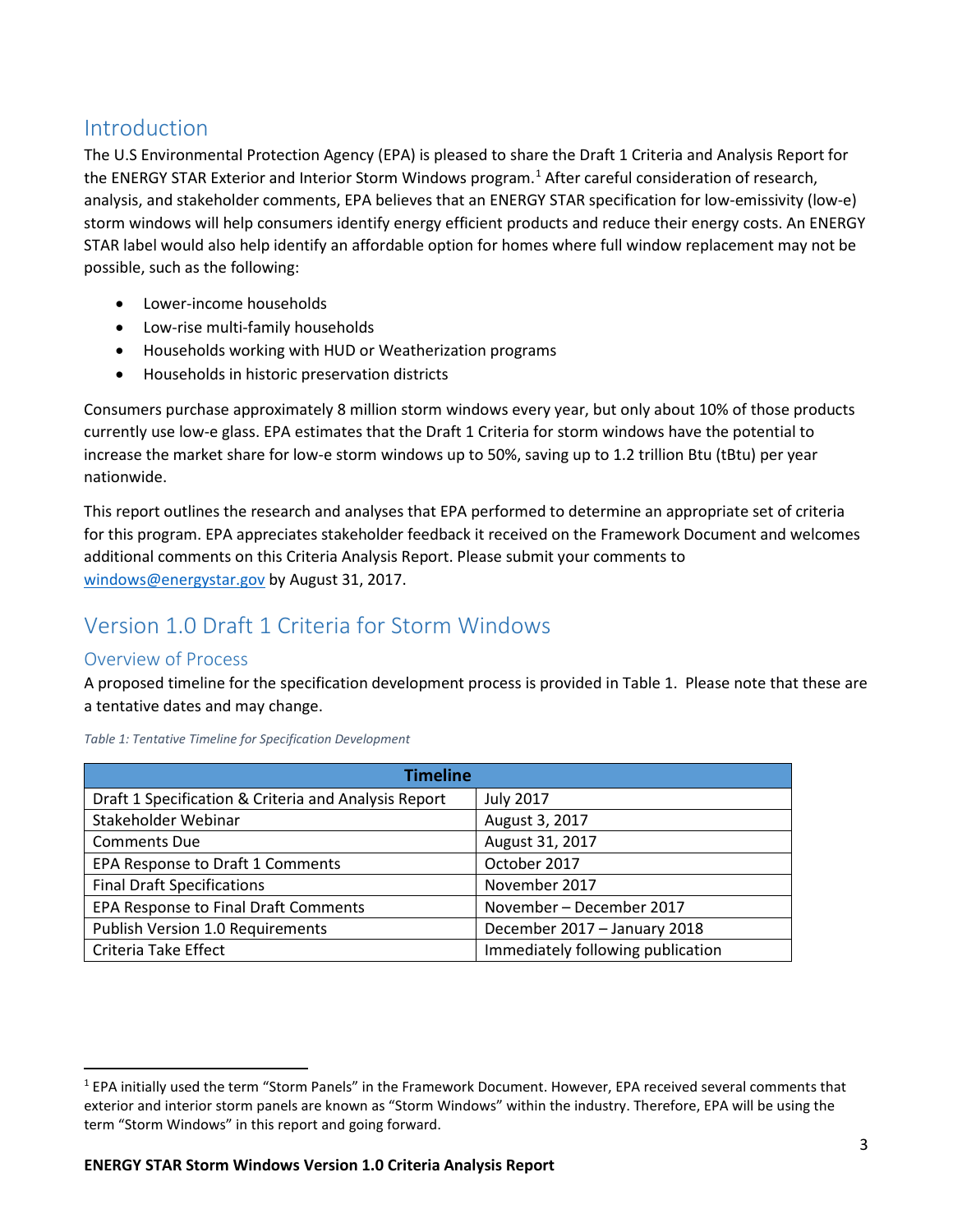## Introduction

The U.S Environmental Protection Agency (EPA) is pleased to share the Draft 1 Criteria and Analysis Report for the ENERGY STAR Exterior and Interior Storm Windows program.[1] After careful consideration of research, analysis, and stakeholder comments, EPA believes that an ENERGY STAR specification for low-emissivity (low-e) storm windows will help consumers identify energy efficient products and reduce their energy costs. An ENERGY STAR label would also help identify an affordable option for homes where full window replacement may not be possible, such as the following:

- Lower-income households
- Low-rise multi-family households
- Households working with HUD or Weatherization programs
- Households in historic preservation districts

Consumers purchase approximately 8 million storm windows every year, but only about 10% of those products currently use low-e glass. EPA estimates that the Draft 1 Criteria for storm windows have the potential to increase the market share for low-e storm windows up to 50%, saving up to 1.2 trillion Btu (tBtu) per year nationwide.

This report outlines the research and analyses that EPA performed to determine an appropriate set of criteria for this program. EPA appreciates stakeholder feedback it received on the Framework Document and welcomes additional comments on this Criteria Analysis Report. Please submit your comments to windows@energystar.gov by August 31, 2017.

## Version 1.0 Draft 1 Criteria for Storm Windows

### Overview of Process

A proposed timeline for the specification development process is provided in Table 1. Please note that these are a tentative dates and may change.

*Table 1: Tentative Timeline for Specification Development*

| Timeline | |
|---|---|
| Draft 1 Specification & Criteria and Analysis Report | July 2017 |
| Stakeholder Webinar | August 3, 2017 |
| Comments Due | August 31, 2017 |
| EPA Response to Draft 1 Comments | October 2017 |
| Final Draft Specifications | November 2017 |
| EPA Response to Final Draft Comments | November – December 2017 |
| Publish Version 1.0 Requirements | December 2017 – January 2018 |
| Criteria Take Effect | Immediately following publication |

[1] EPA initially used the term "Storm Panels" in the Framework Document. However, EPA received several comments that exterior and interior storm panels are known as "Storm Windows" within the industry. Therefore, EPA will be using the term "Storm Windows" in this report and going forward.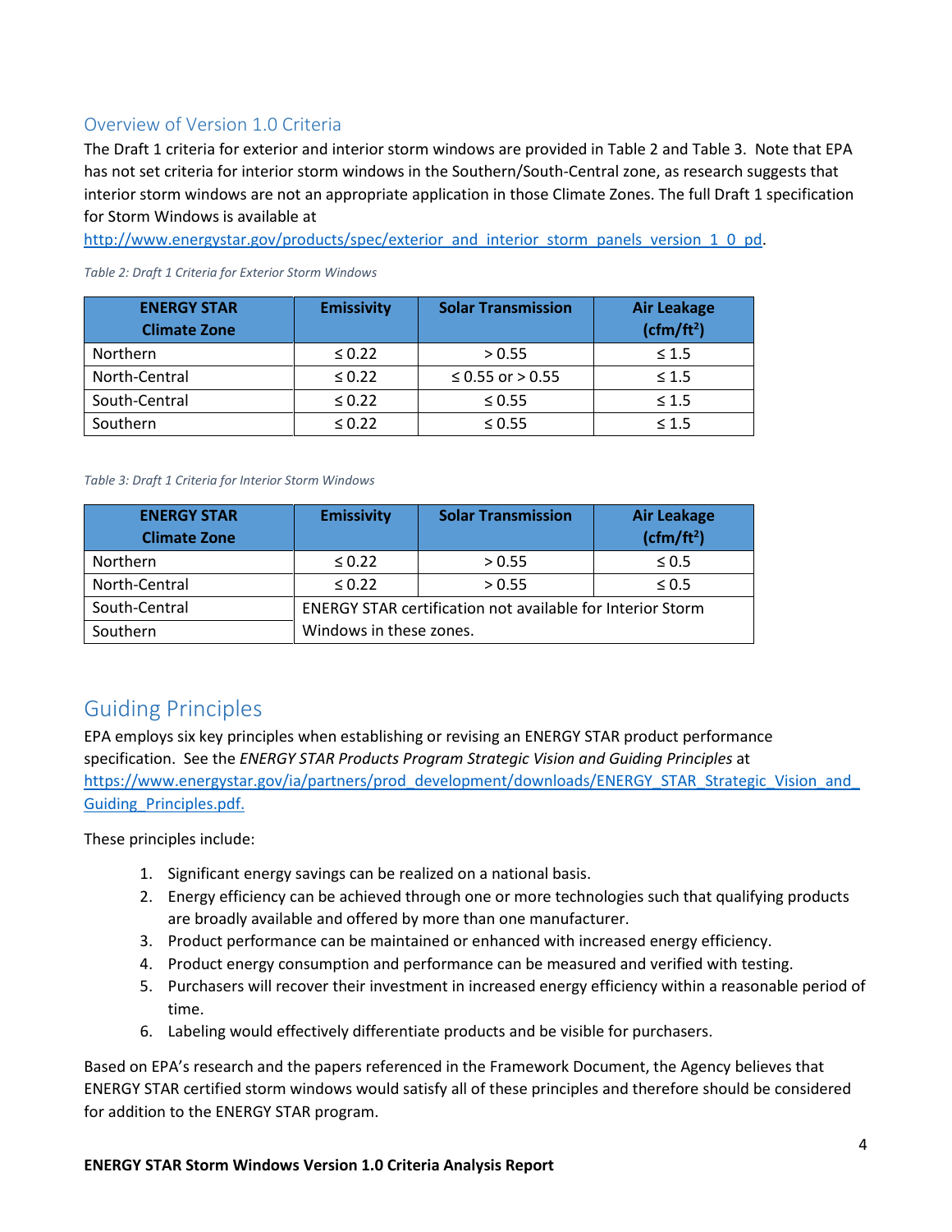## Overview of Version 1.0 Criteria

The Draft 1 criteria for exterior and interior storm windows are provided in Table 2 and Table 3. Note that EPA has not set criteria for interior storm windows in the Southern/South-Central zone, as research suggests that interior storm windows are not an appropriate application in those Climate Zones. The full Draft 1 specification for Storm Windows is available at [http://www.energystar.gov/products/spec/exterior_and_interior_storm_panels_version_1_0_pd](http://www.energystar.gov/products/spec/exterior_and_interior_storm_panels_version_1_0_pd).

*Table 2: Draft 1 Criteria for Exterior Storm Windows*

| ENERGY STAR Climate Zone | Emissivity | Solar Transmission | Air Leakage (cfm/ft$^2$) |
|---|---|---|---|
| Northern | ≤ 0.22 | > 0.55 | ≤ 1.5 |
| North-Central | ≤ 0.22 | ≤ 0.55 or > 0.55 | ≤ 1.5 |
| South-Central | ≤ 0.22 | ≤ 0.55 | ≤ 1.5 |
| Southern | ≤ 0.22 | ≤ 0.55 | ≤ 1.5 |

*Table 3: Draft 1 Criteria for Interior Storm Windows*

| ENERGY STAR Climate Zone | Emissivity | Solar Transmission | Air Leakage (cfm/ft$^2$) |
|---|---|---|---|
| Northern | ≤ 0.22 | > 0.55 | ≤ 0.5 |
| North-Central | ≤ 0.22 | > 0.55 | ≤ 0.5 |
| South-Central | ENERGY STAR certification not available for Interior Storm Windows in these zones. | | |
| Southern | | | |

## Guiding Principles

EPA employs six key principles when establishing or revising an ENERGY STAR product performance specification. See the *ENERGY STAR Products Program Strategic Vision and Guiding Principles* at [https://www.energystar.gov/ia/partners/prod_development/downloads/ENERGY_STAR_Strategic_Vision_and_Guiding_Principles.pdf.](https://www.energystar.gov/ia/partners/prod_development/downloads/ENERGY_STAR_Strategic_Vision_and_Guiding_Principles.pdf)

These principles include:

1. Significant energy savings can be realized on a national basis.
2. Energy efficiency can be achieved through one or more technologies such that qualifying products are broadly available and offered by more than one manufacturer.
3. Product performance can be maintained or enhanced with increased energy efficiency.
4. Product energy consumption and performance can be measured and verified with testing.
5. Purchasers will recover their investment in increased energy efficiency within a reasonable period of time.
6. Labeling would effectively differentiate products and be visible for purchasers.

Based on EPA's research and the papers referenced in the Framework Document, the Agency believes that ENERGY STAR certified storm windows would satisfy all of these principles and therefore should be considered for addition to the ENERGY STAR program.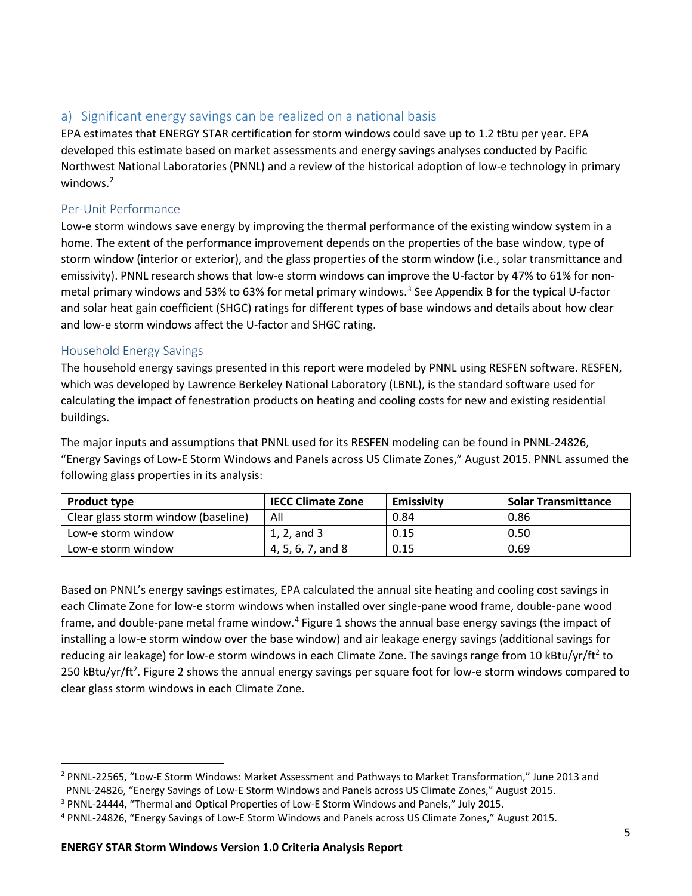## a) Significant energy savings can be realized on a national basis

EPA estimates that ENERGY STAR certification for storm windows could save up to 1.2 tBtu per year. EPA developed this estimate based on market assessments and energy savings analyses conducted by Pacific Northwest National Laboratories (PNNL) and a review of the historical adoption of low-e technology in primary windows.[2]

### Per-Unit Performance

Low-e storm windows save energy by improving the thermal performance of the existing window system in a home. The extent of the performance improvement depends on the properties of the base window, type of storm window (interior or exterior), and the glass properties of the storm window (i.e., solar transmittance and emissivity). PNNL research shows that low-e storm windows can improve the U-factor by 47% to 61% for non-metal primary windows and 53% to 63% for metal primary windows.[3] See Appendix B for the typical U-factor and solar heat gain coefficient (SHGC) ratings for different types of base windows and details about how clear and low-e storm windows affect the U-factor and SHGC rating.

### Household Energy Savings

The household energy savings presented in this report were modeled by PNNL using RESFEN software. RESFEN, which was developed by Lawrence Berkeley National Laboratory (LBNL), is the standard software used for calculating the impact of fenestration products on heating and cooling costs for new and existing residential buildings.

The major inputs and assumptions that PNNL used for its RESFEN modeling can be found in PNNL-24826, "Energy Savings of Low-E Storm Windows and Panels across US Climate Zones," August 2015. PNNL assumed the following glass properties in its analysis:

| Product type | IECC Climate Zone | Emissivity | Solar Transmittance |
|---|---|---|---|
| Clear glass storm window (baseline) | All | 0.84 | 0.86 |
| Low-e storm window | 1, 2, and 3 | 0.15 | 0.50 |
| Low-e storm window | 4, 5, 6, 7, and 8 | 0.15 | 0.69 |

Based on PNNL's energy savings estimates, EPA calculated the annual site heating and cooling cost savings in each Climate Zone for low-e storm windows when installed over single-pane wood frame, double-pane wood frame, and double-pane metal frame window.[4] Figure 1 shows the annual base energy savings (the impact of installing a low-e storm window over the base window) and air leakage energy savings (additional savings for reducing air leakage) for low-e storm windows in each Climate Zone. The savings range from 10 kBtu/yr/ft$^2$ to 250 kBtu/yr/ft$^2$. Figure 2 shows the annual energy savings per square foot for low-e storm windows compared to clear glass storm windows in each Climate Zone.

---

[2] PNNL-22565, "Low-E Storm Windows: Market Assessment and Pathways to Market Transformation," June 2013 and PNNL-24826, "Energy Savings of Low-E Storm Windows and Panels across US Climate Zones," August 2015.

[3] PNNL-24444, "Thermal and Optical Properties of Low-E Storm Windows and Panels," July 2015.

[4] PNNL-24826, "Energy Savings of Low-E Storm Windows and Panels across US Climate Zones," August 2015.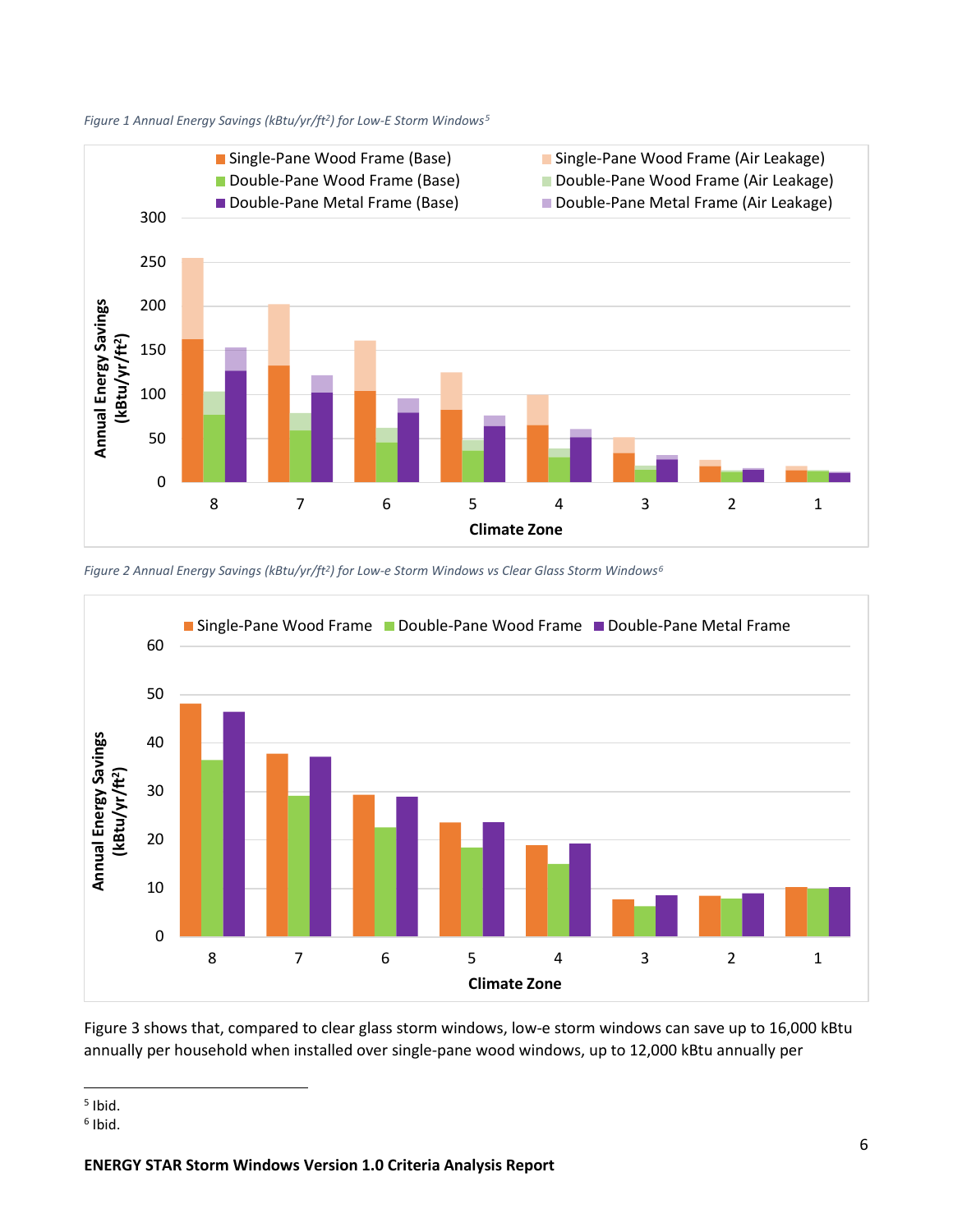*Figure 1 Annual Energy Savings (kBtu/yr/ft²) for Low-E Storm Windows*[5]

*Figure 2 Annual Energy Savings (kBtu/yr/ft²) for Low-e Storm Windows vs Clear Glass Storm Windows*[6]

Figure 3 shows that, compared to clear glass storm windows, low-e storm windows can save up to 16,000 kBtu annually per household when installed over single-pane wood windows, up to 12,000 kBtu annually per

---

[5] Ibid.

[6] Ibid.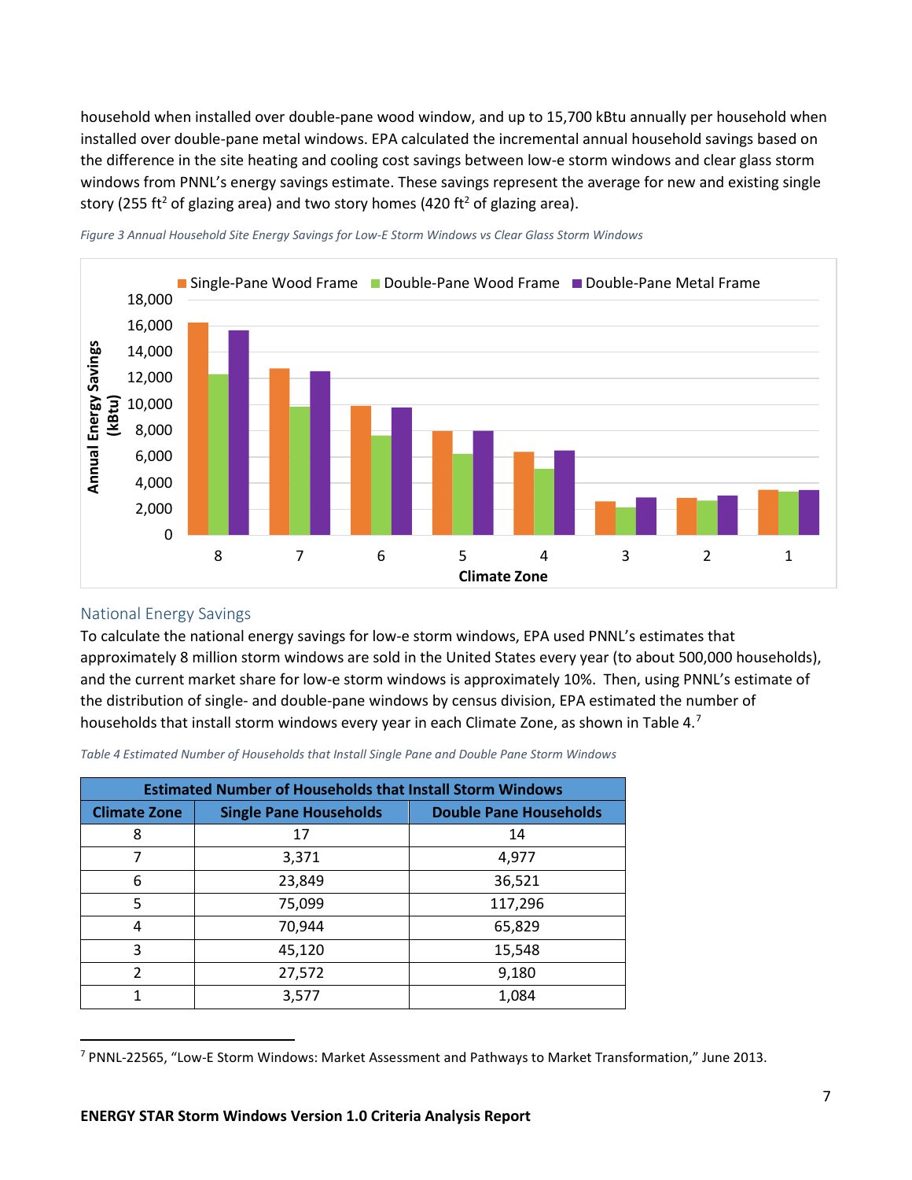household when installed over double-pane wood window, and up to 15,700 kBtu annually per household when installed over double-pane metal windows. EPA calculated the incremental annual household savings based on the difference in the site heating and cooling cost savings between low-e storm windows and clear glass storm windows from PNNL's energy savings estimate. These savings represent the average for new and existing single story (255 ft$^2$ of glazing area) and two story homes (420 ft$^2$ of glazing area).

*Figure 3 Annual Household Site Energy Savings for Low-E Storm Windows vs Clear Glass Storm Windows*

## National Energy Savings

To calculate the national energy savings for low-e storm windows, EPA used PNNL's estimates that approximately 8 million storm windows are sold in the United States every year (to about 500,000 households), and the current market share for low-e storm windows is approximately 10%. Then, using PNNL's estimate of the distribution of single- and double-pane windows by census division, EPA estimated the number of households that install storm windows every year in each Climate Zone, as shown in Table 4.[7]

*Table 4 Estimated Number of Households that Install Single Pane and Double Pane Storm Windows*

| Estimated Number of Households that Install Storm Windows | | |
|---|---|---|
| **Climate Zone** | **Single Pane Households** | **Double Pane Households** |
| 8 | 17 | 14 |
| 7 | 3,371 | 4,977 |
| 6 | 23,849 | 36,521 |
| 5 | 75,099 | 117,296 |
| 4 | 70,944 | 65,829 |
| 3 | 45,120 | 15,548 |
| 2 | 27,572 | 9,180 |
| 1 | 3,577 | 1,084 |

[7] PNNL-22565, "Low-E Storm Windows: Market Assessment and Pathways to Market Transformation," June 2013.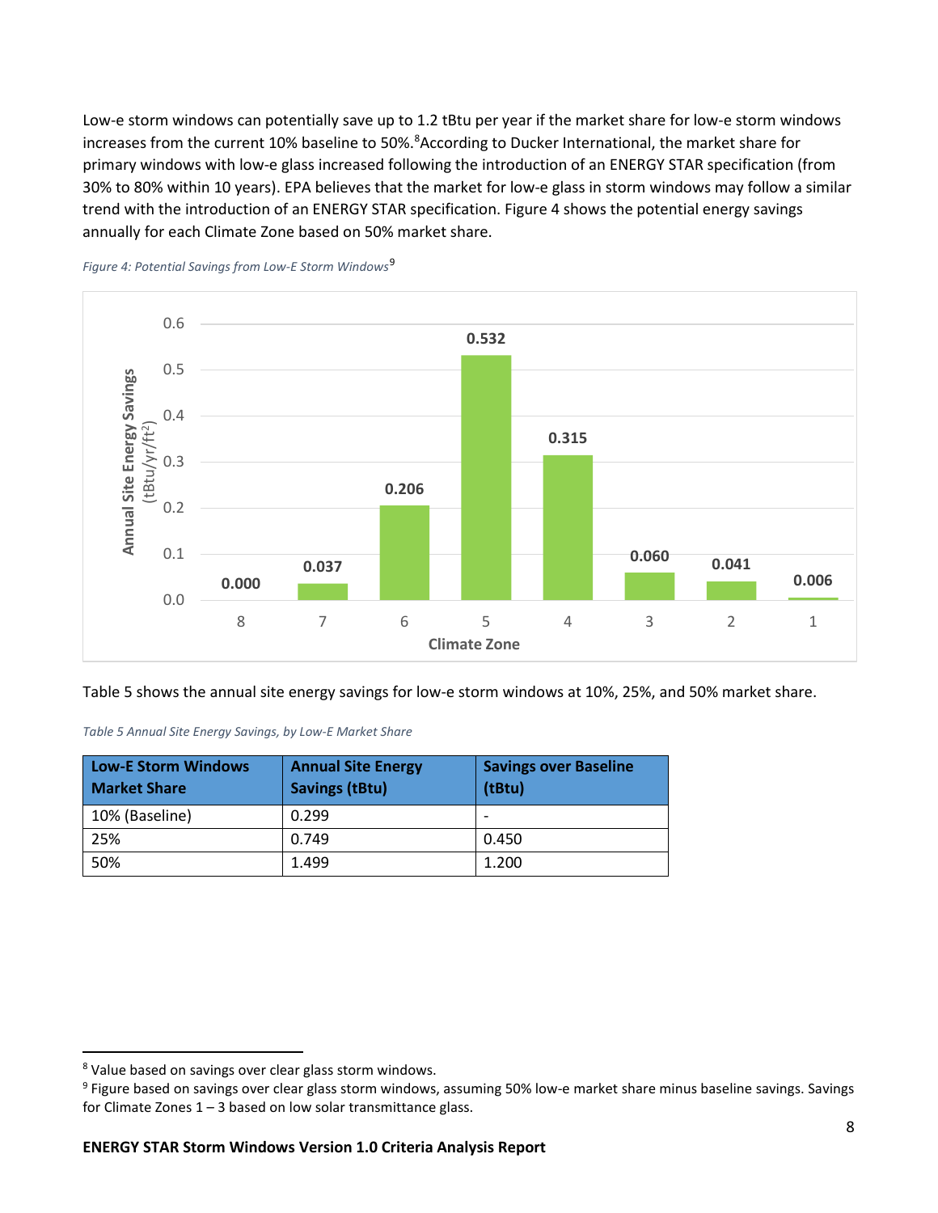Low-e storm windows can potentially save up to 1.2 tBtu per year if the market share for low-e storm windows increases from the current 10% baseline to 50%.[8] According to Ducker International, the market share for primary windows with low-e glass increased following the introduction of an ENERGY STAR specification (from 30% to 80% within 10 years). EPA believes that the market for low-e glass in storm windows may follow a similar trend with the introduction of an ENERGY STAR specification. Figure 4 shows the potential energy savings annually for each Climate Zone based on 50% market share.

*Figure 4: Potential Savings from Low-E Storm Windows*[9]

| Climate Zone | 8 | 7 | 6 | 5 | 4 | 3 | 2 | 1 |
|---|---|---|---|---|---|---|---|---|
| Annual Site Energy Savings (tBtu/yr/ft²) | 0.000 | 0.037 | 0.206 | 0.532 | 0.315 | 0.060 | 0.041 | 0.006 |

Table 5 shows the annual site energy savings for low-e storm windows at 10%, 25%, and 50% market share.

*Table 5 Annual Site Energy Savings, by Low-E Market Share*

| Low-E Storm Windows Market Share | Annual Site Energy Savings (tBtu) | Savings over Baseline (tBtu) |
|---|---|---|
| 10% (Baseline) | 0.299 | - |
| 25% | 0.749 | 0.450 |
| 50% | 1.499 | 1.200 |

[8] Value based on savings over clear glass storm windows.

[9] Figure based on savings over clear glass storm windows, assuming 50% low-e market share minus baseline savings. Savings for Climate Zones 1 – 3 based on low solar transmittance glass.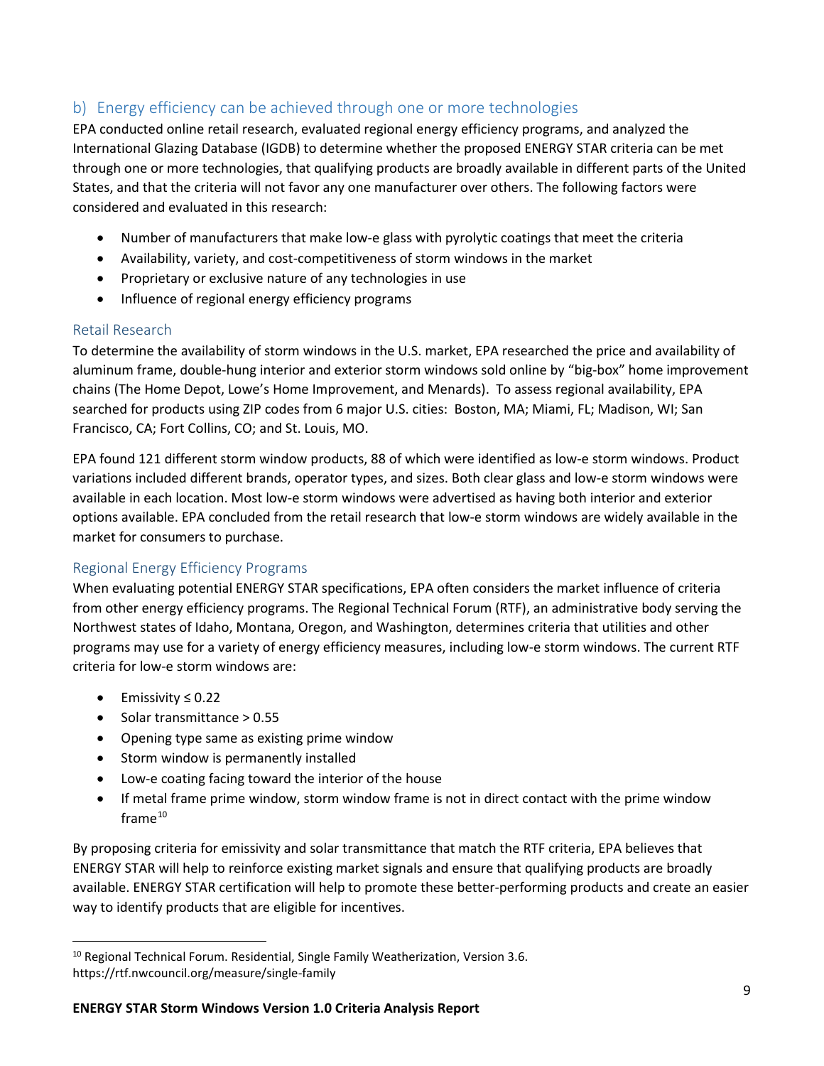## b) Energy efficiency can be achieved through one or more technologies

EPA conducted online retail research, evaluated regional energy efficiency programs, and analyzed the International Glazing Database (IGDB) to determine whether the proposed ENERGY STAR criteria can be met through one or more technologies, that qualifying products are broadly available in different parts of the United States, and that the criteria will not favor any one manufacturer over others. The following factors were considered and evaluated in this research:

- Number of manufacturers that make low-e glass with pyrolytic coatings that meet the criteria
- Availability, variety, and cost-competitiveness of storm windows in the market
- Proprietary or exclusive nature of any technologies in use
- Influence of regional energy efficiency programs

### Retail Research

To determine the availability of storm windows in the U.S. market, EPA researched the price and availability of aluminum frame, double-hung interior and exterior storm windows sold online by "big-box" home improvement chains (The Home Depot, Lowe's Home Improvement, and Menards). To assess regional availability, EPA searched for products using ZIP codes from 6 major U.S. cities: Boston, MA; Miami, FL; Madison, WI; San Francisco, CA; Fort Collins, CO; and St. Louis, MO.

EPA found 121 different storm window products, 88 of which were identified as low-e storm windows. Product variations included different brands, operator types, and sizes. Both clear glass and low-e storm windows were available in each location. Most low-e storm windows were advertised as having both interior and exterior options available. EPA concluded from the retail research that low-e storm windows are widely available in the market for consumers to purchase.

### Regional Energy Efficiency Programs

When evaluating potential ENERGY STAR specifications, EPA often considers the market influence of criteria from other energy efficiency programs. The Regional Technical Forum (RTF), an administrative body serving the Northwest states of Idaho, Montana, Oregon, and Washington, determines criteria that utilities and other programs may use for a variety of energy efficiency measures, including low-e storm windows. The current RTF criteria for low-e storm windows are:

- Emissivity ≤ 0.22
- Solar transmittance > 0.55
- Opening type same as existing prime window
- Storm window is permanently installed
- Low-e coating facing toward the interior of the house
- If metal frame prime window, storm window frame is not in direct contact with the prime window frame[10]

By proposing criteria for emissivity and solar transmittance that match the RTF criteria, EPA believes that ENERGY STAR will help to reinforce existing market signals and ensure that qualifying products are broadly available. ENERGY STAR certification will help to promote these better-performing products and create an easier way to identify products that are eligible for incentives.

[10] Regional Technical Forum. Residential, Single Family Weatherization, Version 3.6. https://rtf.nwcouncil.org/measure/single-family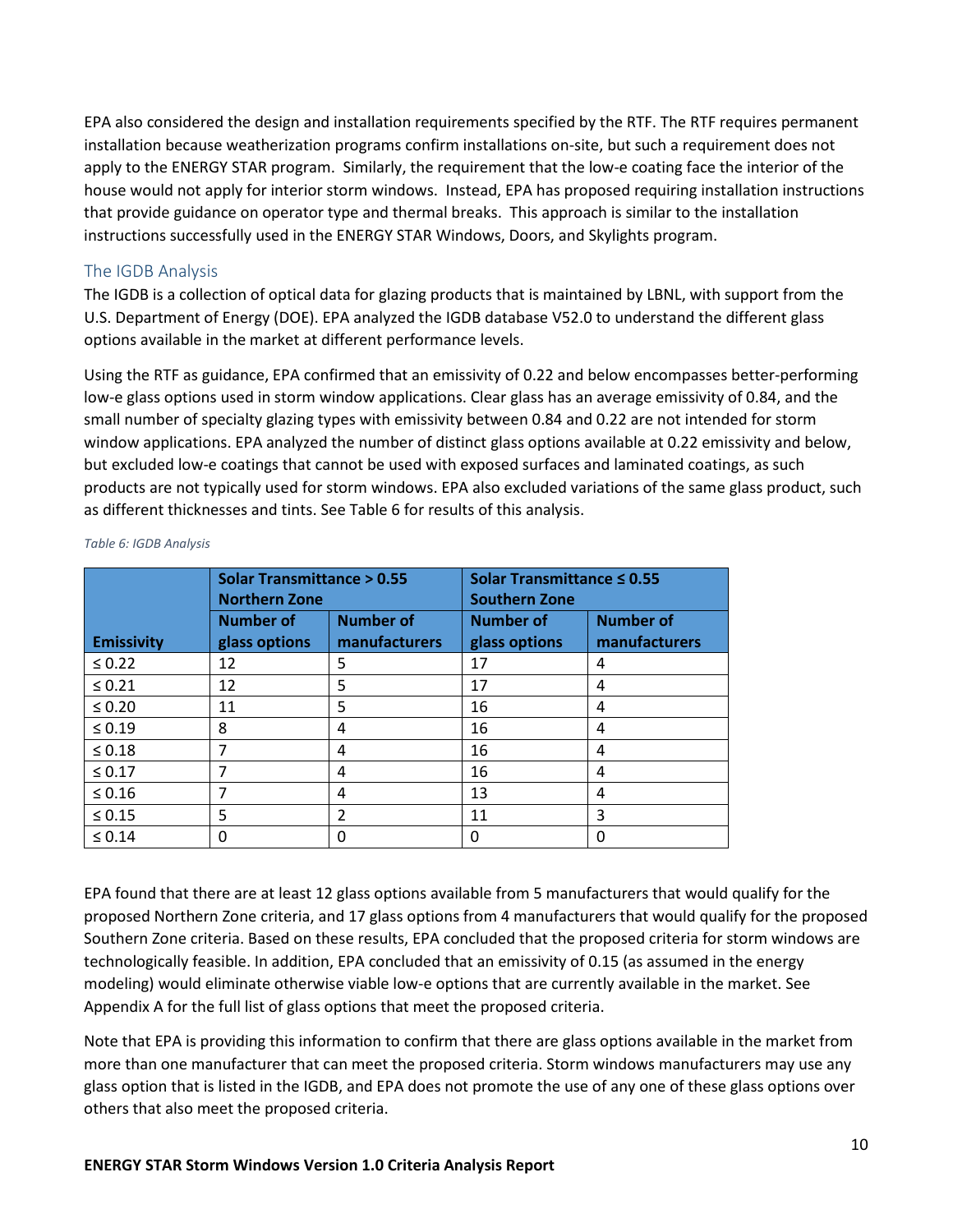EPA also considered the design and installation requirements specified by the RTF. The RTF requires permanent installation because weatherization programs confirm installations on-site, but such a requirement does not apply to the ENERGY STAR program. Similarly, the requirement that the low-e coating face the interior of the house would not apply for interior storm windows. Instead, EPA has proposed requiring installation instructions that provide guidance on operator type and thermal breaks. This approach is similar to the installation instructions successfully used in the ENERGY STAR Windows, Doors, and Skylights program.

## The IGDB Analysis

The IGDB is a collection of optical data for glazing products that is maintained by LBNL, with support from the U.S. Department of Energy (DOE). EPA analyzed the IGDB database V52.0 to understand the different glass options available in the market at different performance levels.

Using the RTF as guidance, EPA confirmed that an emissivity of 0.22 and below encompasses better-performing low-e glass options used in storm window applications. Clear glass has an average emissivity of 0.84, and the small number of specialty glazing types with emissivity between 0.84 and 0.22 are not intended for storm window applications. EPA analyzed the number of distinct glass options available at 0.22 emissivity and below, but excluded low-e coatings that cannot be used with exposed surfaces and laminated coatings, as such products are not typically used for storm windows. EPA also excluded variations of the same glass product, such as different thicknesses and tints. See Table 6 for results of this analysis.

*Table 6: IGDB Analysis*

| | Solar Transmittance > 0.55 Northern Zone | | Solar Transmittance ≤ 0.55 Southern Zone | |
|---|---|---|---|---|
| Emissivity | Number of glass options | Number of manufacturers | Number of glass options | Number of manufacturers |
| ≤ 0.22 | 12 | 5 | 17 | 4 |
| ≤ 0.21 | 12 | 5 | 17 | 4 |
| ≤ 0.20 | 11 | 5 | 16 | 4 |
| ≤ 0.19 | 8 | 4 | 16 | 4 |
| ≤ 0.18 | 7 | 4 | 16 | 4 |
| ≤ 0.17 | 7 | 4 | 16 | 4 |
| ≤ 0.16 | 7 | 4 | 13 | 4 |
| ≤ 0.15 | 5 | 2 | 11 | 3 |
| ≤ 0.14 | 0 | 0 | 0 | 0 |

EPA found that there are at least 12 glass options available from 5 manufacturers that would qualify for the proposed Northern Zone criteria, and 17 glass options from 4 manufacturers that would qualify for the proposed Southern Zone criteria. Based on these results, EPA concluded that the proposed criteria for storm windows are technologically feasible. In addition, EPA concluded that an emissivity of 0.15 (as assumed in the energy modeling) would eliminate otherwise viable low-e options that are currently available in the market. See Appendix A for the full list of glass options that meet the proposed criteria.

Note that EPA is providing this information to confirm that there are glass options available in the market from more than one manufacturer that can meet the proposed criteria. Storm windows manufacturers may use any glass option that is listed in the IGDB, and EPA does not promote the use of any one of these glass options over others that also meet the proposed criteria.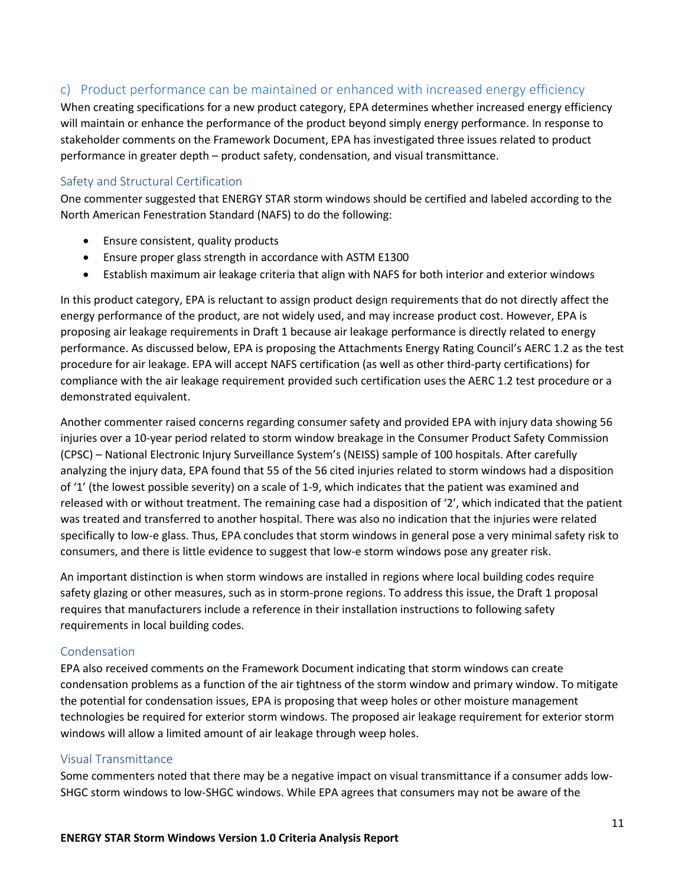## c) Product performance can be maintained or enhanced with increased energy efficiency

When creating specifications for a new product category, EPA determines whether increased energy efficiency will maintain or enhance the performance of the product beyond simply energy performance. In response to stakeholder comments on the Framework Document, EPA has investigated three issues related to product performance in greater depth – product safety, condensation, and visual transmittance.

### Safety and Structural Certification

One commenter suggested that ENERGY STAR storm windows should be certified and labeled according to the North American Fenestration Standard (NAFS) to do the following:

- Ensure consistent, quality products
- Ensure proper glass strength in accordance with ASTM E1300
- Establish maximum air leakage criteria that align with NAFS for both interior and exterior windows

In this product category, EPA is reluctant to assign product design requirements that do not directly affect the energy performance of the product, are not widely used, and may increase product cost. However, EPA is proposing air leakage requirements in Draft 1 because air leakage performance is directly related to energy performance. As discussed below, EPA is proposing the Attachments Energy Rating Council's AERC 1.2 as the test procedure for air leakage. EPA will accept NAFS certification (as well as other third-party certifications) for compliance with the air leakage requirement provided such certification uses the AERC 1.2 test procedure or a demonstrated equivalent.

Another commenter raised concerns regarding consumer safety and provided EPA with injury data showing 56 injuries over a 10-year period related to storm window breakage in the Consumer Product Safety Commission (CPSC) – National Electronic Injury Surveillance System's (NEISS) sample of 100 hospitals. After carefully analyzing the injury data, EPA found that 55 of the 56 cited injuries related to storm windows had a disposition of '1' (the lowest possible severity) on a scale of 1-9, which indicates that the patient was examined and released with or without treatment. The remaining case had a disposition of '2', which indicated that the patient was treated and transferred to another hospital. There was also no indication that the injuries were related specifically to low-e glass. Thus, EPA concludes that storm windows in general pose a very minimal safety risk to consumers, and there is little evidence to suggest that low-e storm windows pose any greater risk.

An important distinction is when storm windows are installed in regions where local building codes require safety glazing or other measures, such as in storm-prone regions. To address this issue, the Draft 1 proposal requires that manufacturers include a reference in their installation instructions to following safety requirements in local building codes.

### Condensation

EPA also received comments on the Framework Document indicating that storm windows can create condensation problems as a function of the air tightness of the storm window and primary window. To mitigate the potential for condensation issues, EPA is proposing that weep holes or other moisture management technologies be required for exterior storm windows. The proposed air leakage requirement for exterior storm windows will allow a limited amount of air leakage through weep holes.

### Visual Transmittance

Some commenters noted that there may be a negative impact on visual transmittance if a consumer adds low-SHGC storm windows to low-SHGC windows. While EPA agrees that consumers may not be aware of the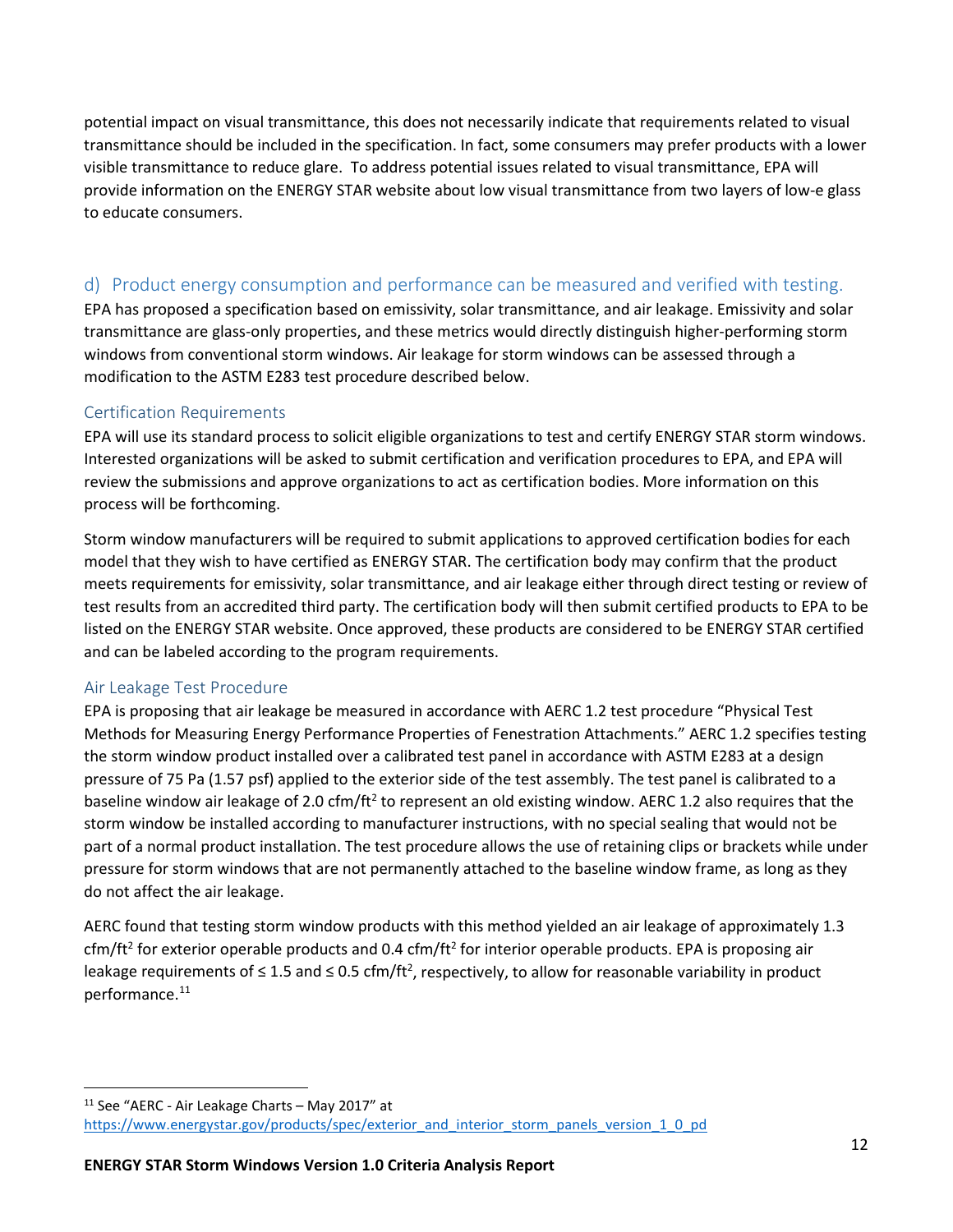potential impact on visual transmittance, this does not necessarily indicate that requirements related to visual transmittance should be included in the specification. In fact, some consumers may prefer products with a lower visible transmittance to reduce glare. To address potential issues related to visual transmittance, EPA will provide information on the ENERGY STAR website about low visual transmittance from two layers of low-e glass to educate consumers.

## d) Product energy consumption and performance can be measured and verified with testing.

EPA has proposed a specification based on emissivity, solar transmittance, and air leakage. Emissivity and solar transmittance are glass-only properties, and these metrics would directly distinguish higher-performing storm windows from conventional storm windows. Air leakage for storm windows can be assessed through a modification to the ASTM E283 test procedure described below.

### Certification Requirements

EPA will use its standard process to solicit eligible organizations to test and certify ENERGY STAR storm windows. Interested organizations will be asked to submit certification and verification procedures to EPA, and EPA will review the submissions and approve organizations to act as certification bodies. More information on this process will be forthcoming.

Storm window manufacturers will be required to submit applications to approved certification bodies for each model that they wish to have certified as ENERGY STAR. The certification body may confirm that the product meets requirements for emissivity, solar transmittance, and air leakage either through direct testing or review of test results from an accredited third party. The certification body will then submit certified products to EPA to be listed on the ENERGY STAR website. Once approved, these products are considered to be ENERGY STAR certified and can be labeled according to the program requirements.

### Air Leakage Test Procedure

EPA is proposing that air leakage be measured in accordance with AERC 1.2 test procedure "Physical Test Methods for Measuring Energy Performance Properties of Fenestration Attachments." AERC 1.2 specifies testing the storm window product installed over a calibrated test panel in accordance with ASTM E283 at a design pressure of 75 Pa (1.57 psf) applied to the exterior side of the test assembly. The test panel is calibrated to a baseline window air leakage of 2.0 cfm/ft$^2$ to represent an old existing window. AERC 1.2 also requires that the storm window be installed according to manufacturer instructions, with no special sealing that would not be part of a normal product installation. The test procedure allows the use of retaining clips or brackets while under pressure for storm windows that are not permanently attached to the baseline window frame, as long as they do not affect the air leakage.

AERC found that testing storm window products with this method yielded an air leakage of approximately 1.3 cfm/ft$^2$ for exterior operable products and 0.4 cfm/ft$^2$ for interior operable products. EPA is proposing air leakage requirements of ≤ 1.5 and ≤ 0.5 cfm/ft$^2$, respectively, to allow for reasonable variability in product performance.[11]

---

[11] See "AERC - Air Leakage Charts – May 2017" at https://www.energystar.gov/products/spec/exterior_and_interior_storm_panels_version_1_0_pd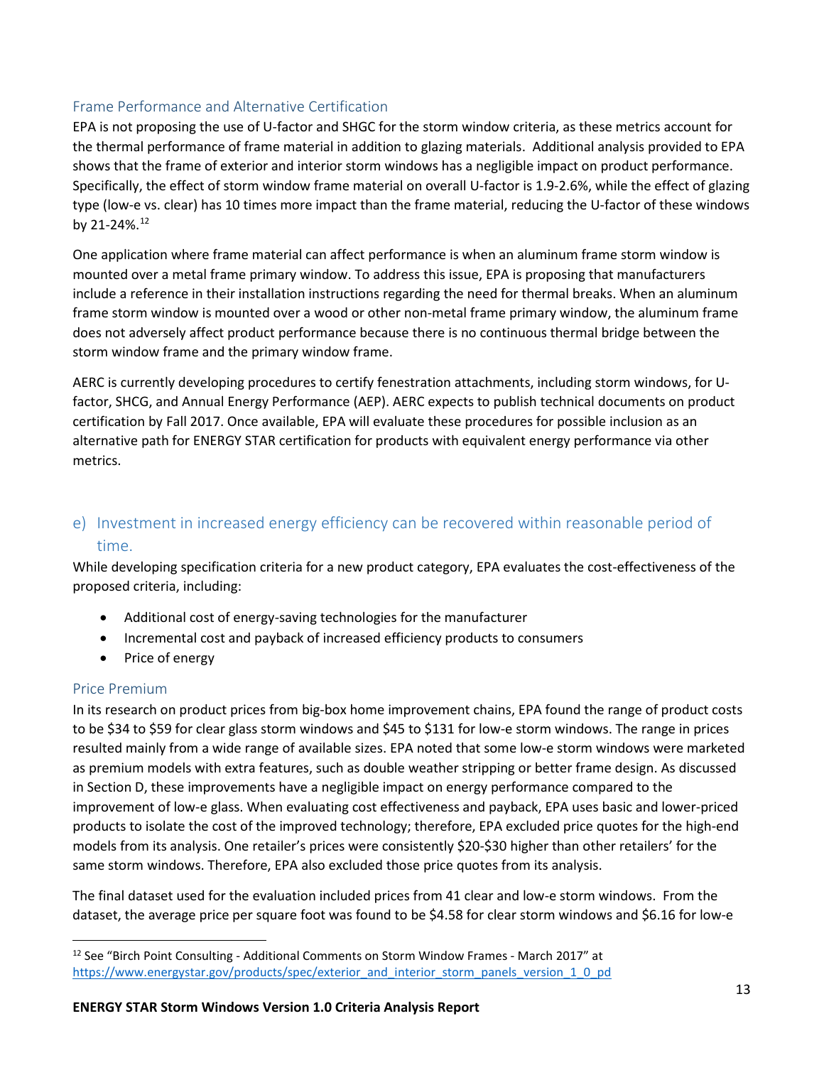### Frame Performance and Alternative Certification

EPA is not proposing the use of U-factor and SHGC for the storm window criteria, as these metrics account for the thermal performance of frame material in addition to glazing materials. Additional analysis provided to EPA shows that the frame of exterior and interior storm windows has a negligible impact on product performance. Specifically, the effect of storm window frame material on overall U-factor is 1.9-2.6%, while the effect of glazing type (low-e vs. clear) has 10 times more impact than the frame material, reducing the U-factor of these windows by 21-24%.[12]

One application where frame material can affect performance is when an aluminum frame storm window is mounted over a metal frame primary window. To address this issue, EPA is proposing that manufacturers include a reference in their installation instructions regarding the need for thermal breaks. When an aluminum frame storm window is mounted over a wood or other non-metal frame primary window, the aluminum frame does not adversely affect product performance because there is no continuous thermal bridge between the storm window frame and the primary window frame.

AERC is currently developing procedures to certify fenestration attachments, including storm windows, for U-factor, SHCG, and Annual Energy Performance (AEP). AERC expects to publish technical documents on product certification by Fall 2017. Once available, EPA will evaluate these procedures for possible inclusion as an alternative path for ENERGY STAR certification for products with equivalent energy performance via other metrics.

## e) Investment in increased energy efficiency can be recovered within reasonable period of time.

While developing specification criteria for a new product category, EPA evaluates the cost-effectiveness of the proposed criteria, including:

- Additional cost of energy-saving technologies for the manufacturer
- Incremental cost and payback of increased efficiency products to consumers
- Price of energy

### Price Premium

In its research on product prices from big-box home improvement chains, EPA found the range of product costs to be $34 to $59 for clear glass storm windows and $45 to $131 for low-e storm windows. The range in prices resulted mainly from a wide range of available sizes. EPA noted that some low-e storm windows were marketed as premium models with extra features, such as double weather stripping or better frame design. As discussed in Section D, these improvements have a negligible impact on energy performance compared to the improvement of low-e glass. When evaluating cost effectiveness and payback, EPA uses basic and lower-priced products to isolate the cost of the improved technology; therefore, EPA excluded price quotes for the high-end models from its analysis. One retailer's prices were consistently $20-$30 higher than other retailers' for the same storm windows. Therefore, EPA also excluded those price quotes from its analysis.

The final dataset used for the evaluation included prices from 41 clear and low-e storm windows. From the dataset, the average price per square foot was found to be $4.58 for clear storm windows and $6.16 for low-e

---

[12] See "Birch Point Consulting - Additional Comments on Storm Window Frames - March 2017" at https://www.energystar.gov/products/spec/exterior_and_interior_storm_panels_version_1_0_pd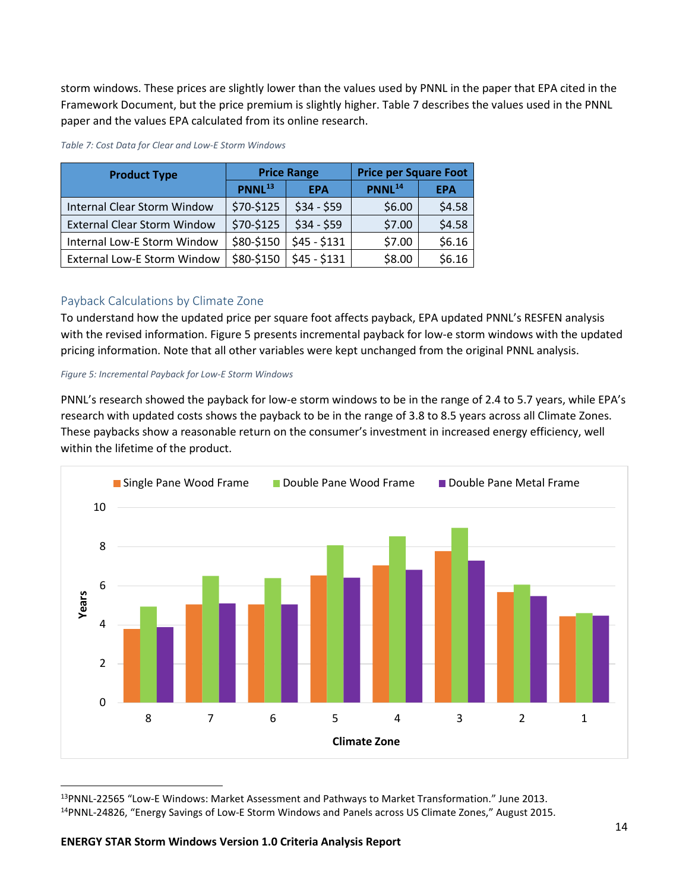storm windows. These prices are slightly lower than the values used by PNNL in the paper that EPA cited in the Framework Document, but the price premium is slightly higher. Table 7 describes the values used in the PNNL paper and the values EPA calculated from its online research.

*Table 7: Cost Data for Clear and Low-E Storm Windows*

| Product Type | Price Range | | Price per Square Foot | |
|---|---|---|---|---|
| | PNNL[13] | EPA | PNNL[14] | EPA |
| Internal Clear Storm Window | $70-$125 | $34 - $59 | $6.00 | $4.58 |
| External Clear Storm Window | $70-$125 | $34 - $59 | $7.00 | $4.58 |
| Internal Low-E Storm Window | $80-$150 | $45 - $131 | $7.00 | $6.16 |
| External Low-E Storm Window | $80-$150 | $45 - $131 | $8.00 | $6.16 |

### Payback Calculations by Climate Zone

To understand how the updated price per square foot affects payback, EPA updated PNNL's RESFEN analysis with the revised information. Figure 5 presents incremental payback for low-e storm windows with the updated pricing information. Note that all other variables were kept unchanged from the original PNNL analysis.

*Figure 5: Incremental Payback for Low-E Storm Windows*

PNNL's research showed the payback for low-e storm windows to be in the range of 2.4 to 5.7 years, while EPA's research with updated costs shows the payback to be in the range of 3.8 to 8.5 years across all Climate Zones. These paybacks show a reasonable return on the consumer's investment in increased energy efficiency, well within the lifetime of the product.

[13] PNNL-22565 "Low-E Windows: Market Assessment and Pathways to Market Transformation." June 2013.

[14] PNNL-24826, "Energy Savings of Low-E Storm Windows and Panels across US Climate Zones," August 2015.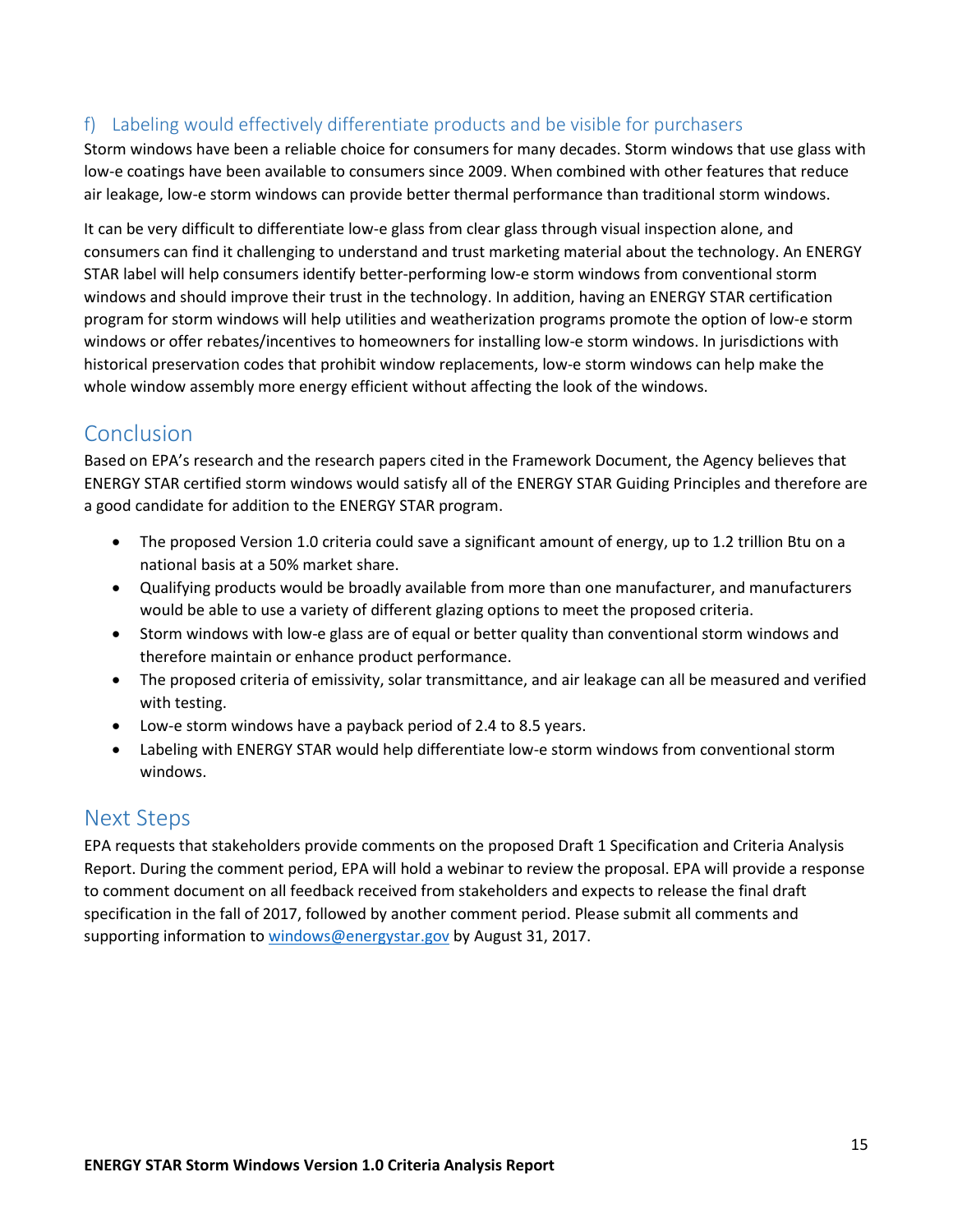### f) Labeling would effectively differentiate products and be visible for purchasers

Storm windows have been a reliable choice for consumers for many decades. Storm windows that use glass with low-e coatings have been available to consumers since 2009. When combined with other features that reduce air leakage, low-e storm windows can provide better thermal performance than traditional storm windows.

It can be very difficult to differentiate low-e glass from clear glass through visual inspection alone, and consumers can find it challenging to understand and trust marketing material about the technology. An ENERGY STAR label will help consumers identify better-performing low-e storm windows from conventional storm windows and should improve their trust in the technology. In addition, having an ENERGY STAR certification program for storm windows will help utilities and weatherization programs promote the option of low-e storm windows or offer rebates/incentives to homeowners for installing low-e storm windows. In jurisdictions with historical preservation codes that prohibit window replacements, low-e storm windows can help make the whole window assembly more energy efficient without affecting the look of the windows.

## Conclusion

Based on EPA's research and the research papers cited in the Framework Document, the Agency believes that ENERGY STAR certified storm windows would satisfy all of the ENERGY STAR Guiding Principles and therefore are a good candidate for addition to the ENERGY STAR program.

- The proposed Version 1.0 criteria could save a significant amount of energy, up to 1.2 trillion Btu on a national basis at a 50% market share.
- Qualifying products would be broadly available from more than one manufacturer, and manufacturers would be able to use a variety of different glazing options to meet the proposed criteria.
- Storm windows with low-e glass are of equal or better quality than conventional storm windows and therefore maintain or enhance product performance.
- The proposed criteria of emissivity, solar transmittance, and air leakage can all be measured and verified with testing.
- Low-e storm windows have a payback period of 2.4 to 8.5 years.
- Labeling with ENERGY STAR would help differentiate low-e storm windows from conventional storm windows.

## Next Steps

EPA requests that stakeholders provide comments on the proposed Draft 1 Specification and Criteria Analysis Report. During the comment period, EPA will hold a webinar to review the proposal. EPA will provide a response to comment document on all feedback received from stakeholders and expects to release the final draft specification in the fall of 2017, followed by another comment period. Please submit all comments and supporting information to windows@energystar.gov by August 31, 2017.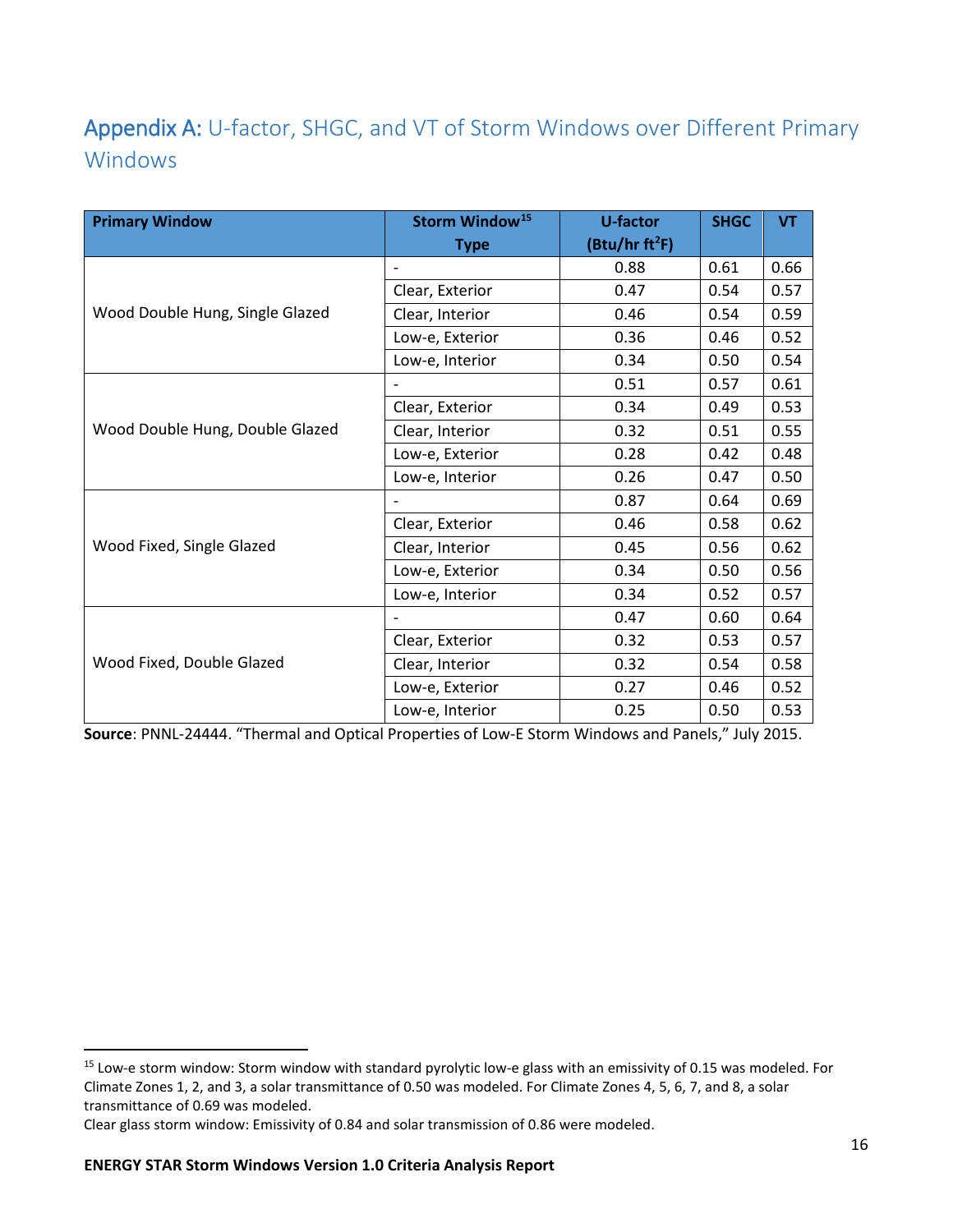## Appendix A: U-factor, SHGC, and VT of Storm Windows over Different Primary Windows

| Primary Window | Storm Window[15] Type | U-factor (Btu/hr ft²F) | SHGC | VT |
|---|---|---|---|---|
| Wood Double Hung, Single Glazed | - | 0.88 | 0.61 | 0.66 |
| | Clear, Exterior | 0.47 | 0.54 | 0.57 |
| | Clear, Interior | 0.46 | 0.54 | 0.59 |
| | Low-e, Exterior | 0.36 | 0.46 | 0.52 |
| | Low-e, Interior | 0.34 | 0.50 | 0.54 |
| Wood Double Hung, Double Glazed | - | 0.51 | 0.57 | 0.61 |
| | Clear, Exterior | 0.34 | 0.49 | 0.53 |
| | Clear, Interior | 0.32 | 0.51 | 0.55 |
| | Low-e, Exterior | 0.28 | 0.42 | 0.48 |
| | Low-e, Interior | 0.26 | 0.47 | 0.50 |
| Wood Fixed, Single Glazed | - | 0.87 | 0.64 | 0.69 |
| | Clear, Exterior | 0.46 | 0.58 | 0.62 |
| | Clear, Interior | 0.45 | 0.56 | 0.62 |
| | Low-e, Exterior | 0.34 | 0.50 | 0.56 |
| | Low-e, Interior | 0.34 | 0.52 | 0.57 |
| Wood Fixed, Double Glazed | - | 0.47 | 0.60 | 0.64 |
| | Clear, Exterior | 0.32 | 0.53 | 0.57 |
| | Clear, Interior | 0.32 | 0.54 | 0.58 |
| | Low-e, Exterior | 0.27 | 0.46 | 0.52 |
| | Low-e, Interior | 0.25 | 0.50 | 0.53 |

**Source**: PNNL-24444. "Thermal and Optical Properties of Low-E Storm Windows and Panels," July 2015.

[15] Low-e storm window: Storm window with standard pyrolytic low-e glass with an emissivity of 0.15 was modeled. For Climate Zones 1, 2, and 3, a solar transmittance of 0.50 was modeled. For Climate Zones 4, 5, 6, 7, and 8, a solar transmittance of 0.69 was modeled.
Clear glass storm window: Emissivity of 0.84 and solar transmission of 0.86 were modeled.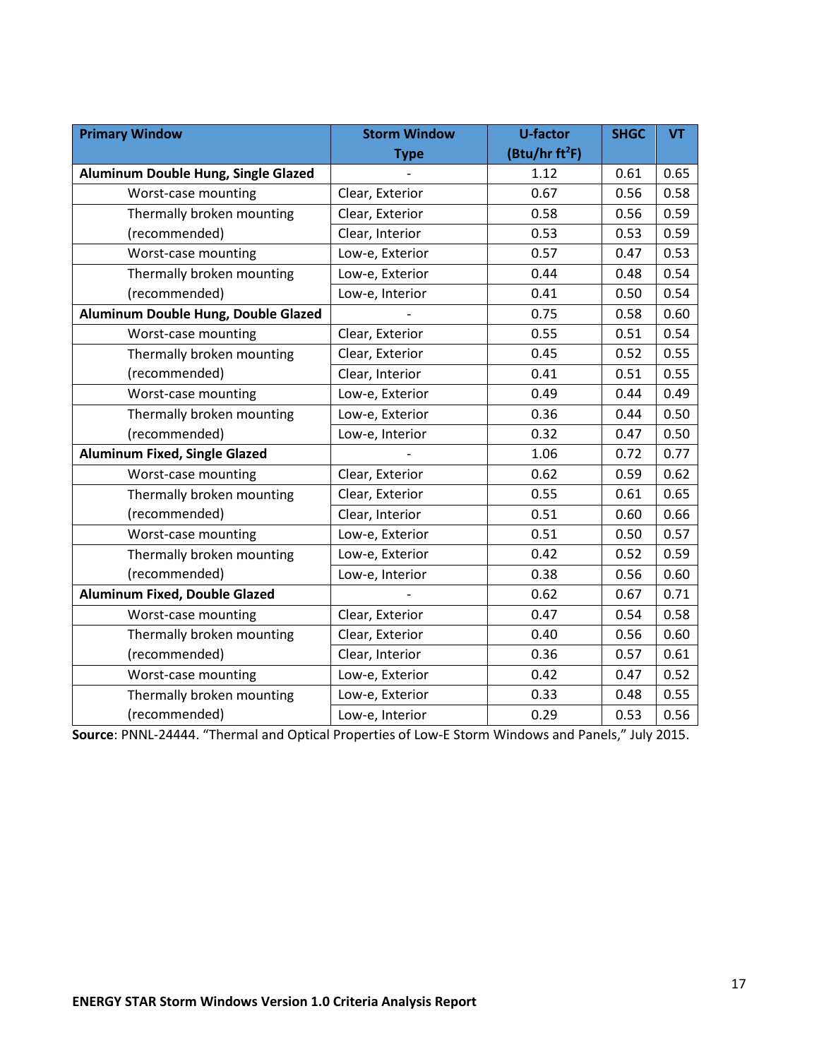| Primary Window | Storm Window Type | U-factor (Btu/hr ft$^2$F) | SHGC | VT |
|---|---|---|---|---|
| **Aluminum Double Hung, Single Glazed** | - | 1.12 | 0.61 | 0.65 |
| Worst-case mounting | Clear, Exterior | 0.67 | 0.56 | 0.58 |
| Thermally broken mounting | Clear, Exterior | 0.58 | 0.56 | 0.59 |
| (recommended) | Clear, Interior | 0.53 | 0.53 | 0.59 |
| Worst-case mounting | Low-e, Exterior | 0.57 | 0.47 | 0.53 |
| Thermally broken mounting | Low-e, Exterior | 0.44 | 0.48 | 0.54 |
| (recommended) | Low-e, Interior | 0.41 | 0.50 | 0.54 |
| **Aluminum Double Hung, Double Glazed** | - | 0.75 | 0.58 | 0.60 |
| Worst-case mounting | Clear, Exterior | 0.55 | 0.51 | 0.54 |
| Thermally broken mounting | Clear, Exterior | 0.45 | 0.52 | 0.55 |
| (recommended) | Clear, Interior | 0.41 | 0.51 | 0.55 |
| Worst-case mounting | Low-e, Exterior | 0.49 | 0.44 | 0.49 |
| Thermally broken mounting | Low-e, Exterior | 0.36 | 0.44 | 0.50 |
| (recommended) | Low-e, Interior | 0.32 | 0.47 | 0.50 |
| **Aluminum Fixed, Single Glazed** | - | 1.06 | 0.72 | 0.77 |
| Worst-case mounting | Clear, Exterior | 0.62 | 0.59 | 0.62 |
| Thermally broken mounting | Clear, Exterior | 0.55 | 0.61 | 0.65 |
| (recommended) | Clear, Interior | 0.51 | 0.60 | 0.66 |
| Worst-case mounting | Low-e, Exterior | 0.51 | 0.50 | 0.57 |
| Thermally broken mounting | Low-e, Exterior | 0.42 | 0.52 | 0.59 |
| (recommended) | Low-e, Interior | 0.38 | 0.56 | 0.60 |
| **Aluminum Fixed, Double Glazed** | - | 0.62 | 0.67 | 0.71 |
| Worst-case mounting | Clear, Exterior | 0.47 | 0.54 | 0.58 |
| Thermally broken mounting | Clear, Exterior | 0.40 | 0.56 | 0.60 |
| (recommended) | Clear, Interior | 0.36 | 0.57 | 0.61 |
| Worst-case mounting | Low-e, Exterior | 0.42 | 0.47 | 0.52 |
| Thermally broken mounting | Low-e, Exterior | 0.33 | 0.48 | 0.55 |
| (recommended) | Low-e, Interior | 0.29 | 0.53 | 0.56 |

**Source**: PNNL-24444. "Thermal and Optical Properties of Low-E Storm Windows and Panels," July 2015.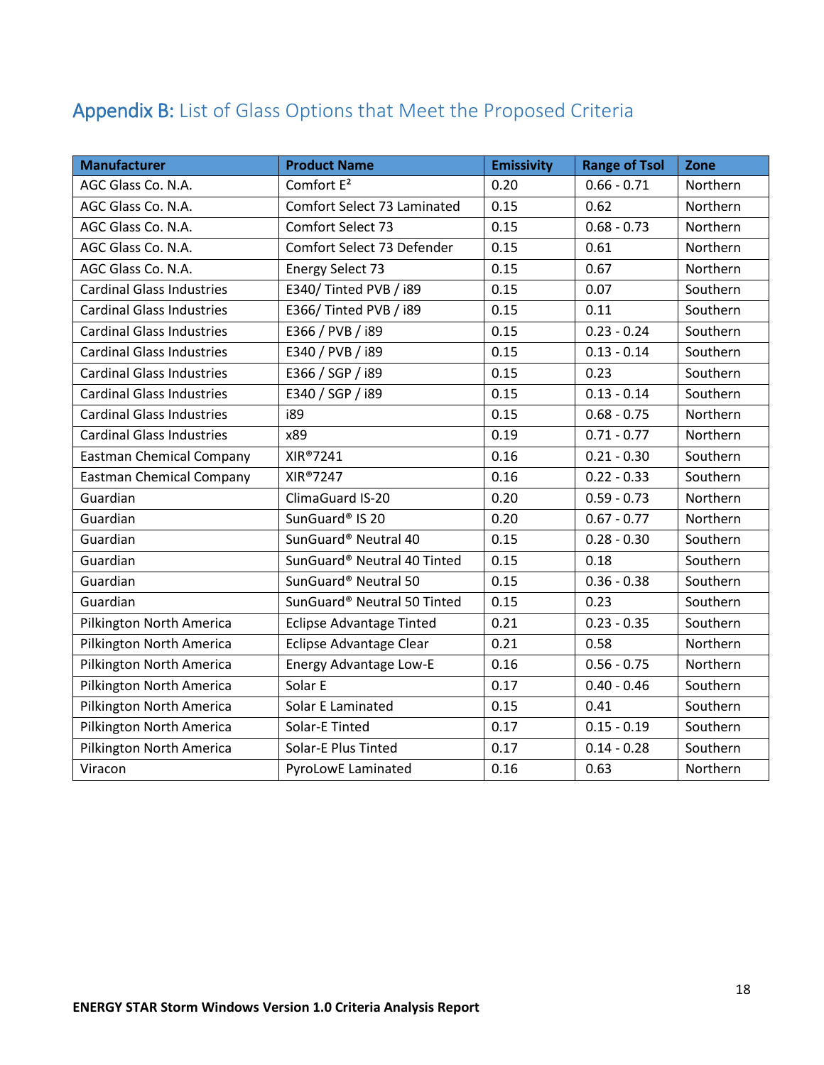## Appendix B: List of Glass Options that Meet the Proposed Criteria

| Manufacturer | Product Name | Emissivity | Range of Tsol | Zone |
|---|---|---|---|---|
| AGC Glass Co. N.A. | Comfort E² | 0.20 | 0.66 - 0.71 | Northern |
| AGC Glass Co. N.A. | Comfort Select 73 Laminated | 0.15 | 0.62 | Northern |
| AGC Glass Co. N.A. | Comfort Select 73 | 0.15 | 0.68 - 0.73 | Northern |
| AGC Glass Co. N.A. | Comfort Select 73 Defender | 0.15 | 0.61 | Northern |
| AGC Glass Co. N.A. | Energy Select 73 | 0.15 | 0.67 | Northern |
| Cardinal Glass Industries | E340/ Tinted PVB / i89 | 0.15 | 0.07 | Southern |
| Cardinal Glass Industries | E366/ Tinted PVB / i89 | 0.15 | 0.11 | Southern |
| Cardinal Glass Industries | E366 / PVB / i89 | 0.15 | 0.23 - 0.24 | Southern |
| Cardinal Glass Industries | E340 / PVB / i89 | 0.15 | 0.13 - 0.14 | Southern |
| Cardinal Glass Industries | E366 / SGP / i89 | 0.15 | 0.23 | Southern |
| Cardinal Glass Industries | E340 / SGP / i89 | 0.15 | 0.13 - 0.14 | Southern |
| Cardinal Glass Industries | i89 | 0.15 | 0.68 - 0.75 | Northern |
| Cardinal Glass Industries | x89 | 0.19 | 0.71 - 0.77 | Northern |
| Eastman Chemical Company | XIR®7241 | 0.16 | 0.21 - 0.30 | Southern |
| Eastman Chemical Company | XIR®7247 | 0.16 | 0.22 - 0.33 | Southern |
| Guardian | ClimaGuard IS-20 | 0.20 | 0.59 - 0.73 | Northern |
| Guardian | SunGuard® IS 20 | 0.20 | 0.67 - 0.77 | Northern |
| Guardian | SunGuard® Neutral 40 | 0.15 | 0.28 - 0.30 | Southern |
| Guardian | SunGuard® Neutral 40 Tinted | 0.15 | 0.18 | Southern |
| Guardian | SunGuard® Neutral 50 | 0.15 | 0.36 - 0.38 | Southern |
| Guardian | SunGuard® Neutral 50 Tinted | 0.15 | 0.23 | Southern |
| Pilkington North America | Eclipse Advantage Tinted | 0.21 | 0.23 - 0.35 | Southern |
| Pilkington North America | Eclipse Advantage Clear | 0.21 | 0.58 | Northern |
| Pilkington North America | Energy Advantage Low-E | 0.16 | 0.56 - 0.75 | Northern |
| Pilkington North America | Solar E | 0.17 | 0.40 - 0.46 | Southern |
| Pilkington North America | Solar E Laminated | 0.15 | 0.41 | Southern |
| Pilkington North America | Solar-E Tinted | 0.17 | 0.15 - 0.19 | Southern |
| Pilkington North America | Solar-E Plus Tinted | 0.17 | 0.14 - 0.28 | Southern |
| Viracon | PyroLowE Laminated | 0.16 | 0.63 | Northern |